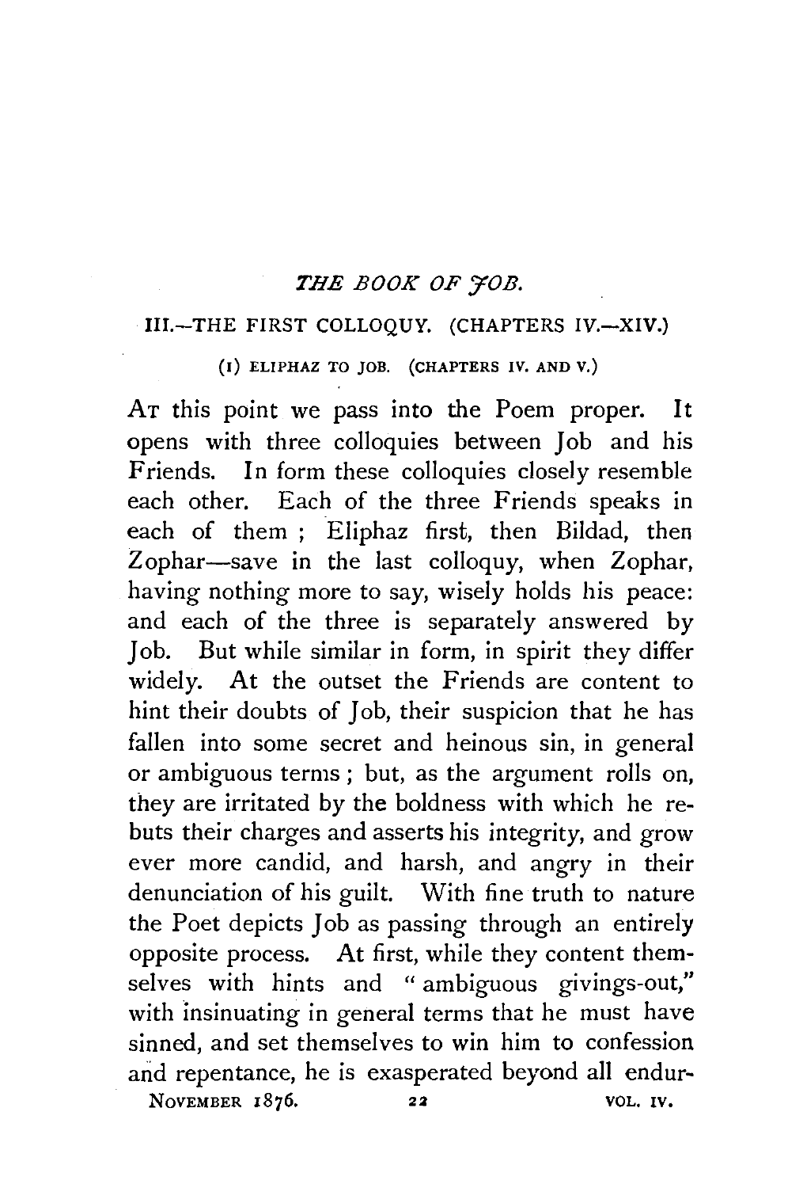# *THE BOOK OF JOB.*

## III.—THE FIRST COLLOQUY. (CHAPTERS IV.—XIV.)

### (1) ELIPHAZ TO JOB. (CHAPTERS IV. AND V.)

At this point we pass into the Poem proper. It opens with three colloquies between Job and his Friends. In form these colloquies closely resemble each other. Each of the three Friends speaks in each of them; Eliphaz first, then Bildad, then Zophar—save in the last colloquy, when Zophar, having nothing more to say, wisely holds his peace: and each of the three is separately answered by Job. But while similar in form, in spirit they differ widely. At the outset the Friends are content to hint their doubts of Job, their suspicion that he has fallen into some secret and heinous sin, in general or ambiguous terms; but, as the argument rolls on, they are irritated by the boldness with which he rebuts their charges and asserts his integrity, and grow ever more candid, and harsh, and angry in their denunciation of his guilt. With fine truth to nature the Poet depicts Job as passing through an entirely opposite process. At first, while they content themselves with hints and "ambiguous givings-out," with insinuating in general terms that he must have sinned, and set themselves to win him to confession and repentance, he is exasperated beyond all endur-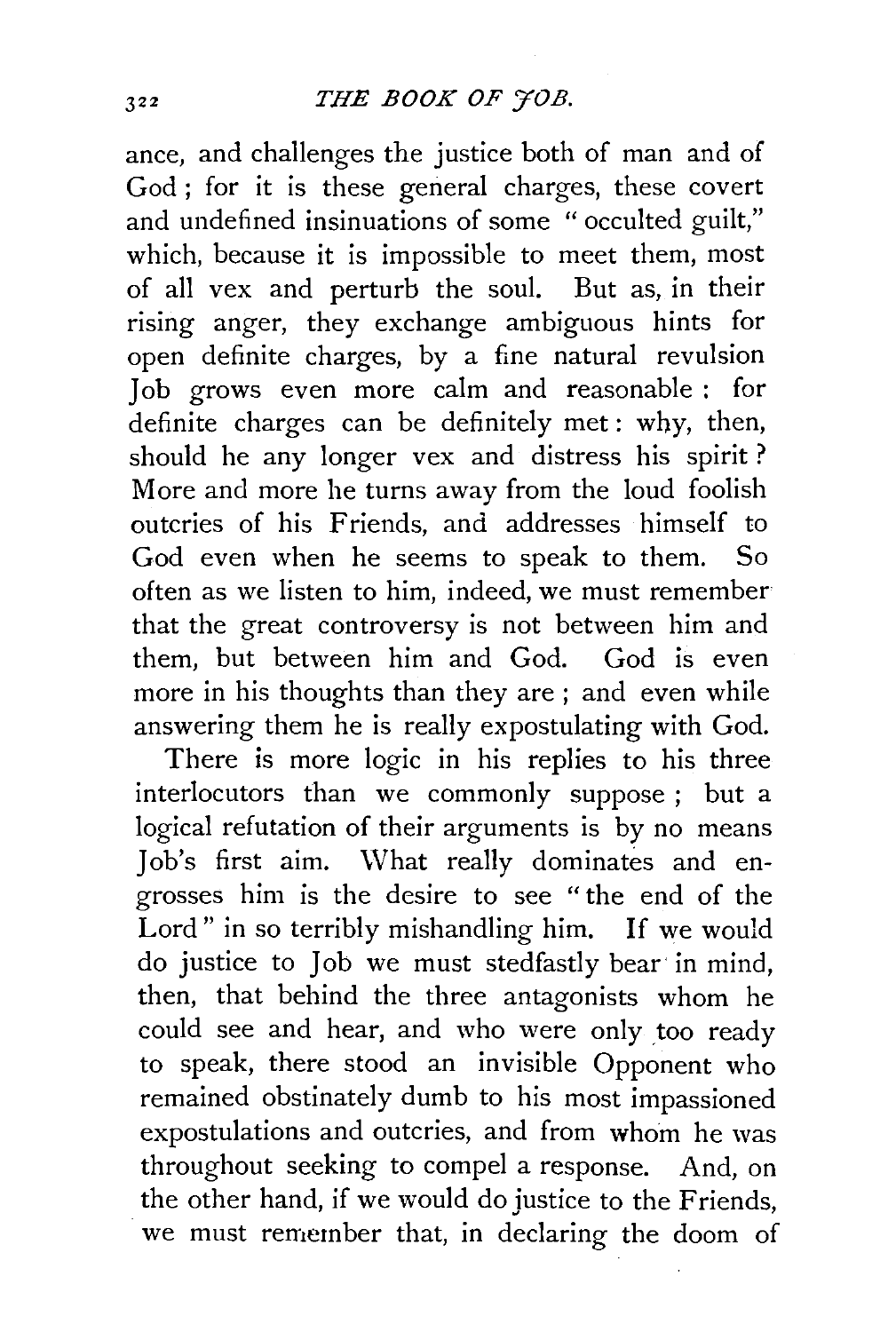ance, and challenges the justice both of man and of God; for it is these general charges, these covert and undefined insinuations of some "occulted guilt," which, because it is impossible to meet them, most of all vex and perturb the soul. But as, in their rising anger, they exchange ambiguous hints for open definite charges, by a fine natural revulsion Job grows even more calm and reasonable: for definite charges can be definitely met: why, then, should he any longer vex and distress his spirit? More and more he turns away from the loud foolish outcries of his Friends, and addresses himself to God even when he seems to speak to them. So often as we listen to him, indeed, we must remember that the great controversy is not between him and them, but between him and God. God is even more in his thoughts than they are; and even while answering them he is really expostulating with God.

There is more logic in his replies to his three interlocutors than we commonly suppose; but a logical refutation of their arguments is by no means Job's first aim. What really dominates and engrosses him is the desire to see "the end of the Lord" in so terribly mishandling him. If we would do justice to Job we must stedfastly bear in mind, then, that behind the three antagonists whom he could see and hear, and who were only too ready to speak, there stood an invisible Opponent who remained obstinately dumb to his most impassioned expostulations and outcries, and from whom he was throughout seeking to compel a response. And, on the other hand, if we would do justice to the Friends, we must remember that, in declaring the doom of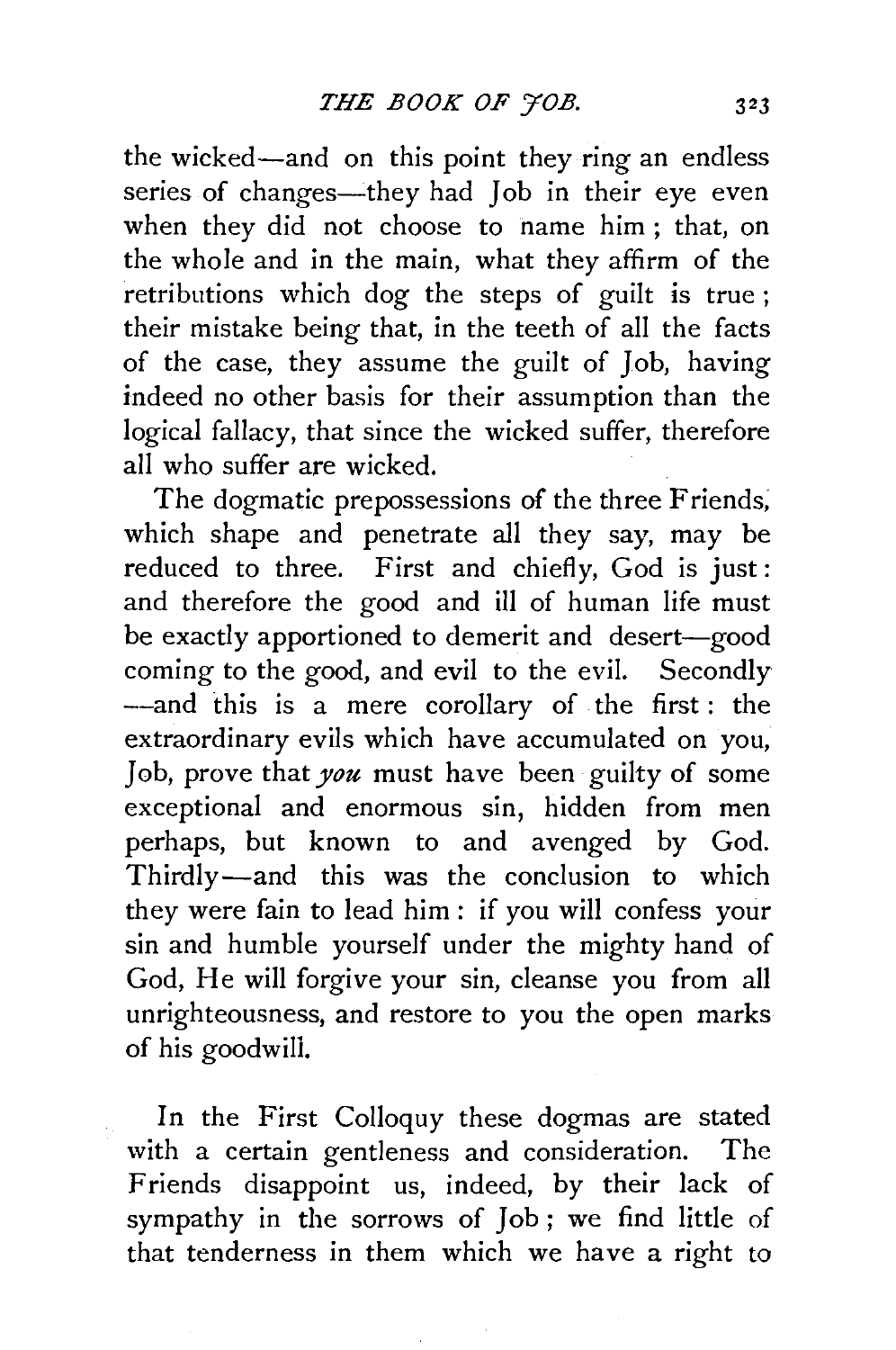the wicked—and on this point they ring an endless series of changes—they had Job in their eye even when they did not choose to name him; that, on the whole and in the main, what they affirm of the retributions which dog the steps of guilt is true; their mistake being that, in the teeth of all the facts of the case, they assume the guilt of Job, having indeed no other basis for their assumption than the logical fallacy, that since the wicked suffer, therefore all who suffer are wicked.

The dogmatic prepossessions of the three Friends, which shape and penetrate all they say, may be reduced to three. First and chiefly, God is just: and therefore the good and ill of human life must be exactly apportioned to demerit and desert—good coming to the good, and evil to the evil. Secondly —and this is a mere corollary of the first: the extraordinary evils which have accumulated on you, Job, prove that *you* must have been guilty of some exceptional and enormous sin, hidden from men perhaps, but known to and avenged by God. Thirdly—and this was the conclusion to which they were fain to lead him: if you will confess your sin and humble yourself under the mighty hand of God, He will forgive your sin, cleanse you from all unrighteousness, and restore to you the open marks of his goodwill.

In the First Colloquy these dogmas are stated with a certain gentleness and consideration. The Friends disappoint us, indeed, by their lack of sympathy in the sorrows of Job; we find little of that tenderness in them which we have a right to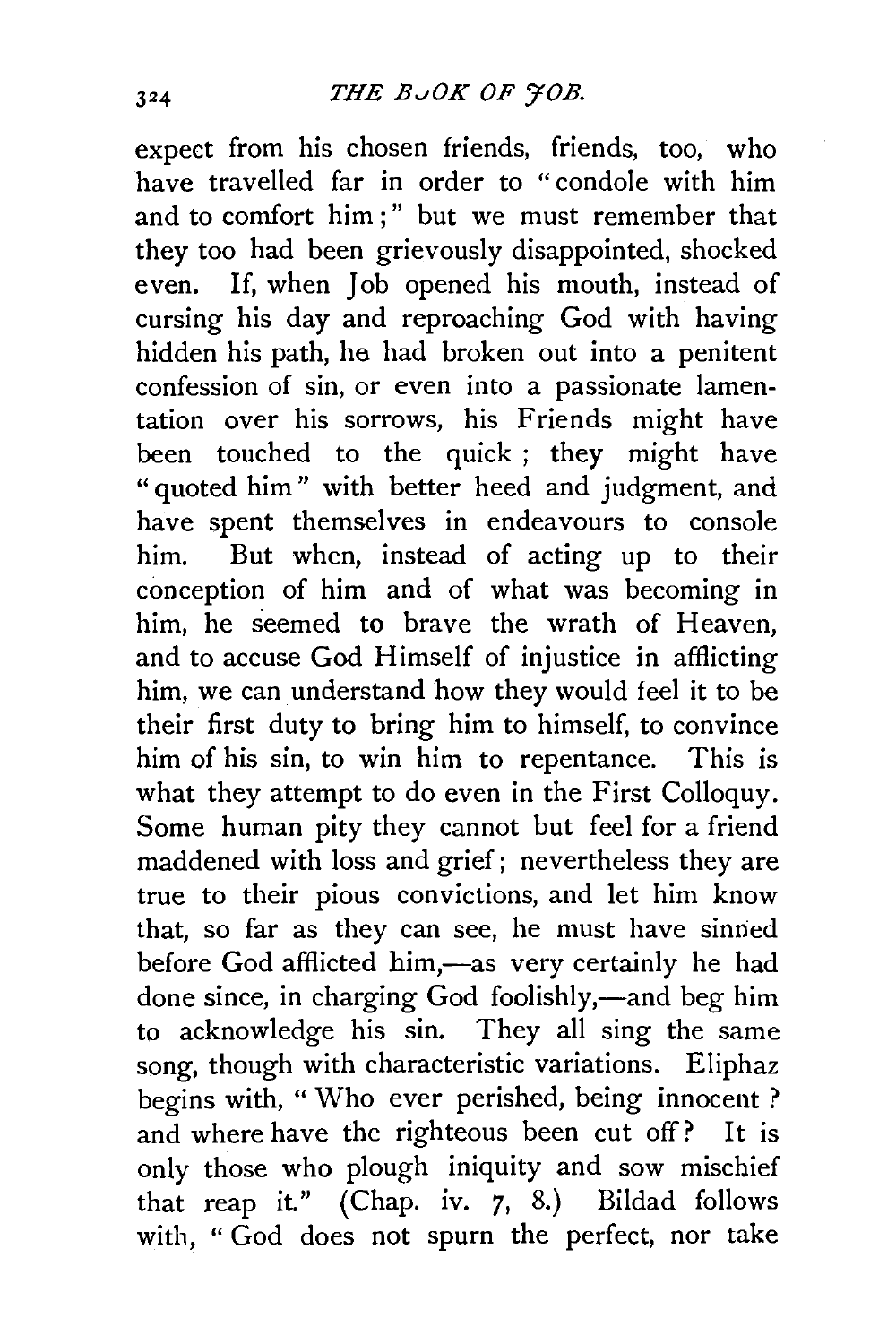expect from his chosen friends, friends, too, who have travelled far in order to "condole with him and to comfort him;" but we must remember that they too had been grievously disappointed, shocked even. If, when Job opened his mouth, instead of cursing his day and reproaching God with having hidden his path, he had broken out into a penitent confession of sin, or even into a passionate lamentation over his sorrows, his Friends might have been touched to the quick; they might have "quoted him" with better heed and judgment, and have spent themselves in endeavours to console him. But when, instead of acting up to their conception of him and of what was becoming in him, he seemed to brave the wrath of Heaven, and to accuse God Himself of injustice in afflicting him, we can understand how they would feel it to be their first duty to bring him to himself, to convince him of his sin, to win him to repentance. This is what they attempt to do even in the First Colloquy. Some human pity they cannot but feel for a friend maddened with loss and grief; nevertheless they are true to their pious convictions, and let him know that, so far as they can see, he must have sinned before God afflicted him,—as very certainly he had done since, in charging God foolishly,—and beg him to acknowledge his sin. They all sing the same song, though with characteristic variations. Eliphaz begins with, "Who ever perished, being innocent? and where have the righteous been cut off? It is only those who plough iniquity and sow mischief that reap it." (Chap. iv. 7, 8.) Bildad follows with, "God does not spurn the perfect, nor take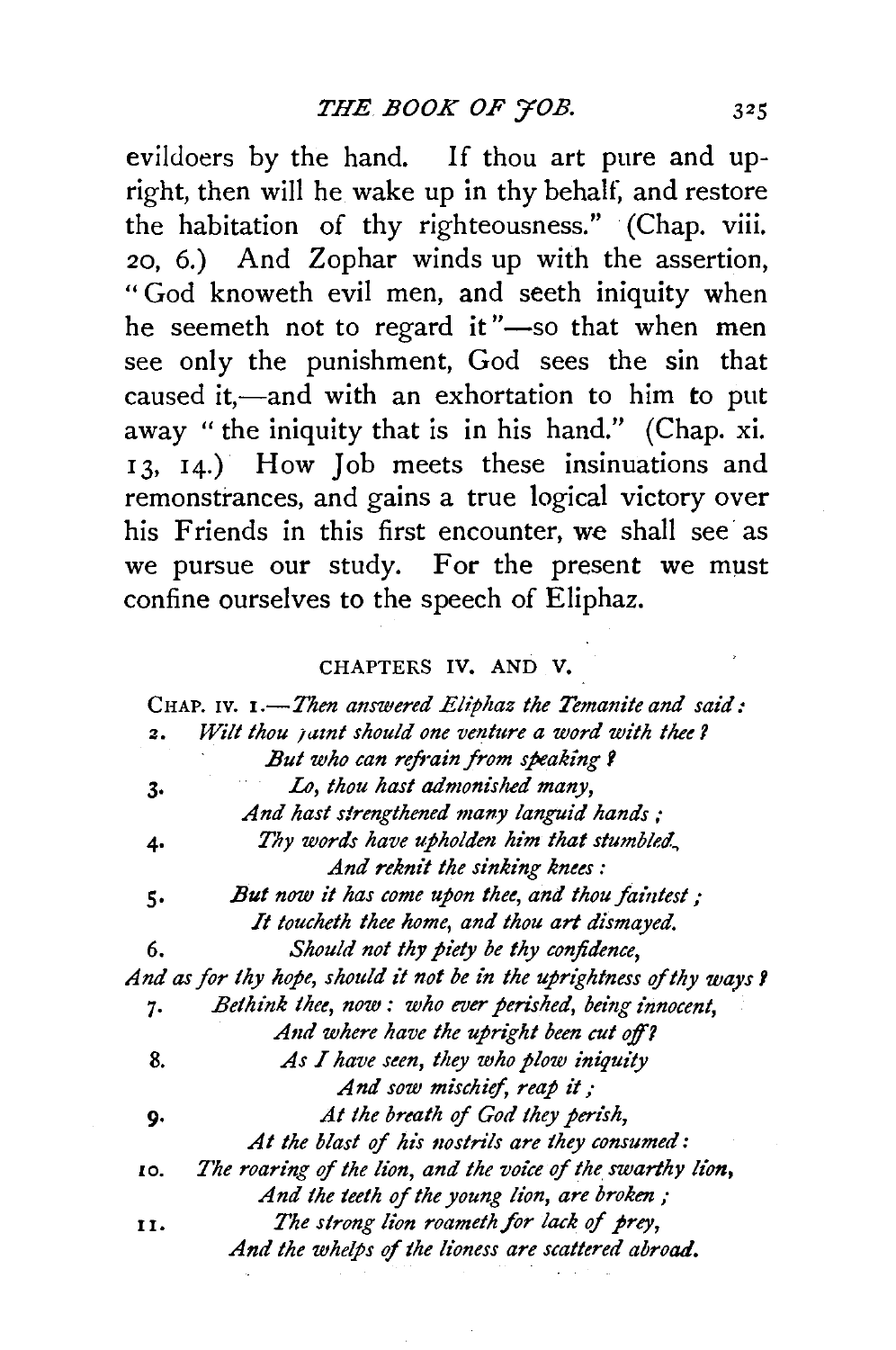evildoers by the hand. If thou art pure and upright, then will he wake up in thy behalf, and restore the habitation of thy righteousness." (Chap. viii. 20, 6.) And Zophar winds up with the assertion, "God knoweth evil men, and seeth iniquity when he seemeth not to regard it"—so that when men see only the punishment, God sees the sin that caused it,—and with an exhortation to him to put away "the iniquity that is in his hand." (Chap. xi. 13, 14.) How Job meets these insinuations and remonstrances, and gains a true logical victory over his Friends in this first encounter, we shall see as we pursue our study. For the present we must confine ourselves to the speech of Eliphaz.

## CHAPTERS IV. AND V.

CHAP. IV. 1.—*Then answered Eliphaz the Temanite and said:*

2. *Wilt thou faint should one venture a word with thee?*
*But who can refrain from speaking?*

3. *Lo, thou hast admonished many,*
*And hast strengthened many languid hands;*

4. *Thy words have upholden him that stumbled,*
*And reknit the sinking knees:*

5. *But now it has come upon thee, and thou faintest;*
*It toucheth thee home, and thou art dismayed.*

6. *Should not thy piety be thy confidence,*
*And as for thy hope, should it not be in the uprightness of thy ways?*

7. *Bethink thee, now: who ever perished, being innocent,*
*And where have the upright been cut off?*

8. *As I have seen, they who plow iniquity*
*And sow mischief, reap it;*

9. *At the breath of God they perish,*
*At the blast of his nostrils are they consumed:*

10. *The roaring of the lion, and the voice of the swarthy lion,*
*And the teeth of the young lion, are broken;*

11. *The strong lion roameth for lack of prey,*
*And the whelps of the lioness are scattered abroad.*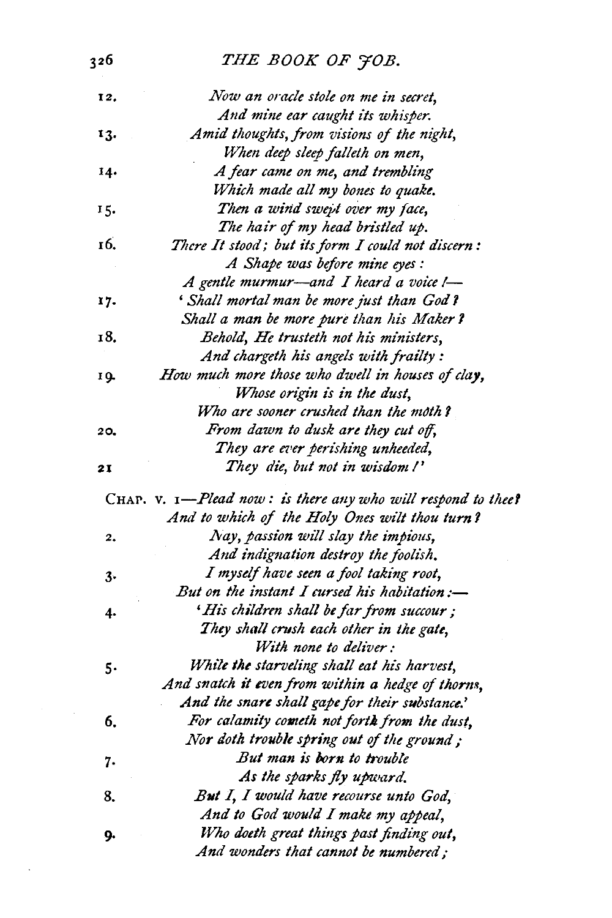12. *Now an oracle stole on me in secret,*
*And mine ear caught its whisper.*

13. *Amid thoughts, from visions of the night,*
*When deep sleep falleth on men,*

14. *A fear came on me, and trembling*
*Which made all my bones to quake.*

15. *Then a wind swept over my face,*
*The hair of my head bristled up.*

16. *There It stood; but its form I could not discern:*
*A Shape was before mine eyes:*
*A gentle murmur—and I heard a voice!—*

17. *'Shall mortal man be more just than God?*
*Shall a man be more pure than his Maker?*

18. *Behold, He trusteth not his ministers,*
*And chargeth his angels with frailty:*

19. *How much more those who dwell in houses of clay,*
*Whose origin is in the dust,*
*Who are sooner crushed than the moth?*

20. *From dawn to dusk are they cut off,*
*They are ever perishing unheeded,*

21 *They die, but not in wisdom!'*

CHAP. V. 1—*Plead now: is there any who will respond to thee?*
*And to which of the Holy Ones wilt thou turn?*

2. *Nay, passion will slay the impious,*
*And indignation destroy the foolish.*

3. *I myself have seen a fool taking root,*
*But on the instant I cursed his habitation:—*

4. *'His children shall be far from succour;*
*They shall crush each other in the gate,*
*With none to deliver:*

5. *While the starveling shall eat his harvest,*
*And snatch it even from within a hedge of thorns,*
*And the snare shall gape for their substance.'*

6. *For calamity cometh not forth from the dust,*
*Nor doth trouble spring out of the ground;*

7. *But man is born to trouble*
*As the sparks fly upward.*

8. *But I, I would have recourse unto God,*
*And to God would I make my appeal,*

9. *Who doeth great things past finding out,*
*And wonders that cannot be numbered;*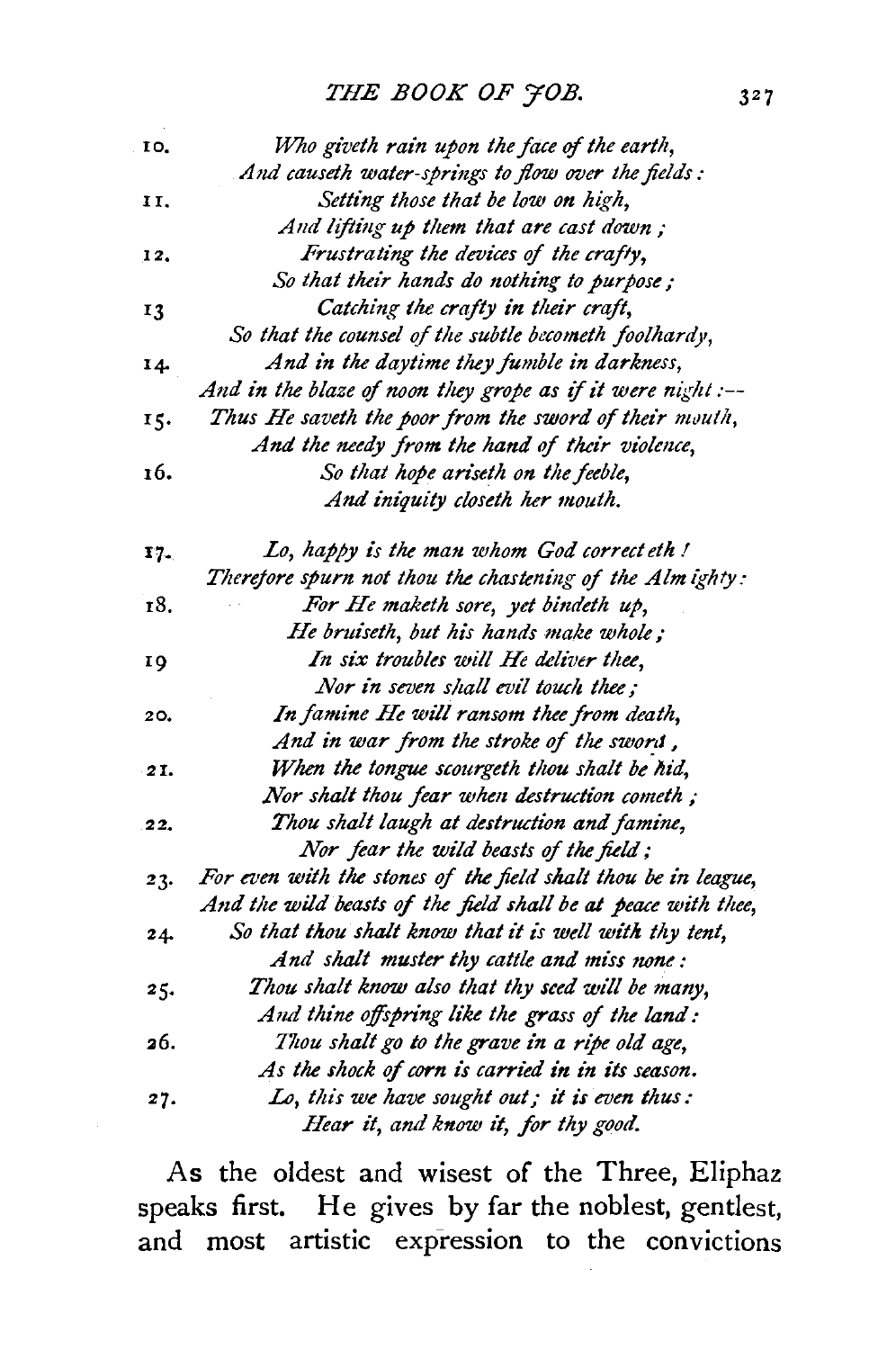10. *Who giveth rain upon the face of the earth,*
    *And causeth water-springs to flow over the fields:*
11. *Setting those that be low on high,*
    *And lifting up them that are cast down;*
12. *Frustrating the devices of the crafty,*
    *So that their hands do nothing to purpose;*
13. *Catching the crafty in their craft,*
    *So that the counsel of the subtle becometh foolhardy,*
14. *And in the daytime they fumble in darkness,*
    *And in the blaze of noon they grope as if it were night:—*
15. *Thus He saveth the poor from the sword of their mouth,*
    *And the needy from the hand of their violence,*
16. *So that hope ariseth on the feeble,*
    *And iniquity closeth her mouth.*

17. *Lo, happy is the man whom God correcteth!*
    *Therefore spurn not thou the chastening of the Almighty:*
18. *For He maketh sore, yet bindeth up,*
    *He bruiseth, but his hands make whole;*
19. *In six troubles will He deliver thee,*
    *Nor in seven shall evil touch thee;*
20. *In famine He will ransom thee from death,*
    *And in war from the stroke of the sword,*
21. *When the tongue scourgeth thou shalt be hid,*
    *Nor shalt thou fear when destruction cometh;*
22. *Thou shalt laugh at destruction and famine,*
    *Nor fear the wild beasts of the field;*
23. *For even with the stones of the field shalt thou be in league,*
    *And the wild beasts of the field shall be at peace with thee,*
24. *So that thou shalt know that it is well with thy tent,*
    *And shalt muster thy cattle and miss none:*
25. *Thou shalt know also that thy seed will be many,*
    *And thine offspring like the grass of the land:*
26. *Thou shalt go to the grave in a ripe old age,*
    *As the shock of corn is carried in in its season.*
27. *Lo, this we have sought out; it is even thus:*
    *Hear it, and know it, for thy good.*

As the oldest and wisest of the Three, Eliphaz speaks first. He gives by far the noblest, gentlest, and most artistic expression to the convictions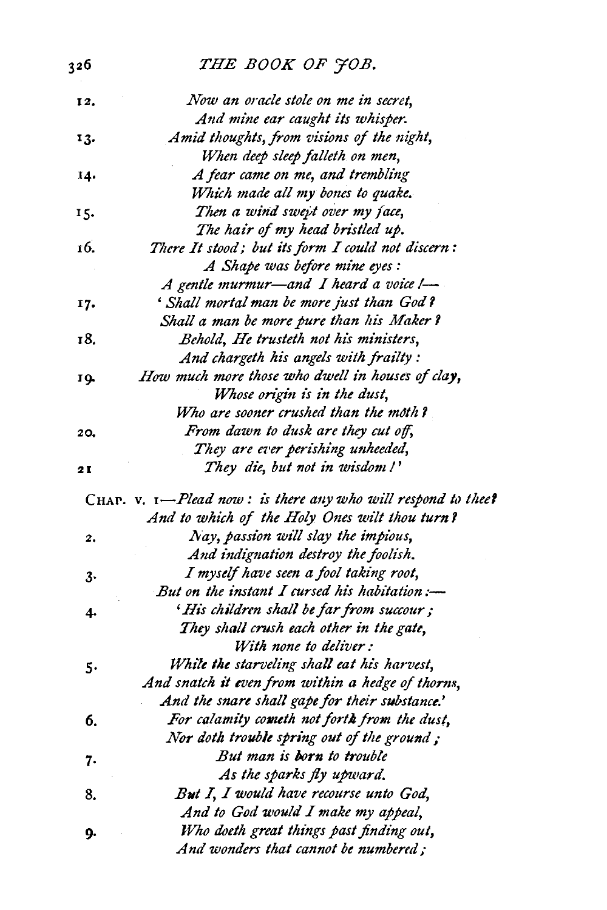12. *Now an oracle stole on me in secret,*
*And mine ear caught its whisper.*

13. *Amid thoughts, from visions of the night,*
*When deep sleep falleth on men,*

14. *A fear came on me, and trembling*
*Which made all my bones to quake.*

15. *Then a wind swept over my face,*
*The hair of my head bristled up.*

16. *There It stood; but its form I could not discern:*
*A Shape was before mine eyes:*
*A gentle murmur—and I heard a voice!—*

17. *'Shall mortal man be more just than God?*
*Shall a man be more pure than his Maker?*

18. *Behold, He trusteth not his ministers,*
*And chargeth his angels with frailty:*

19. *How much more those who dwell in houses of clay,*
*Whose origin is in the dust,*
*Who are sooner crushed than the moth?*

20. *From dawn to dusk are they cut off,*
*They are ever perishing unheeded,*

21 *They die, but not in wisdom!'*

CHAP. V. 1—*Plead now: is there any who will respond to thee?*
*And to which of the Holy Ones wilt thou turn?*

2. *Nay, passion will slay the impious,*
*And indignation destroy the foolish.*

3. *I myself have seen a fool taking root,*
*But on the instant I cursed his habitation:—*

4. *'His children shall be far from succour;*
*They shall crush each other in the gate,*
*With none to deliver:*

5. *While the starveling shall eat his harvest,*
*And snatch it even from within a hedge of thorns,*
*And the snare shall gape for their substance.'*

6. *For calamity cometh not forth from the dust,*
*Nor doth trouble spring out of the ground;*

7. *But man is born to trouble*
*As the sparks fly upward.*

8. *But I, I would have recourse unto God,*
*And to God would I make my appeal,*

9. *Who doeth great things past finding out,*
*And wonders that cannot be numbered;*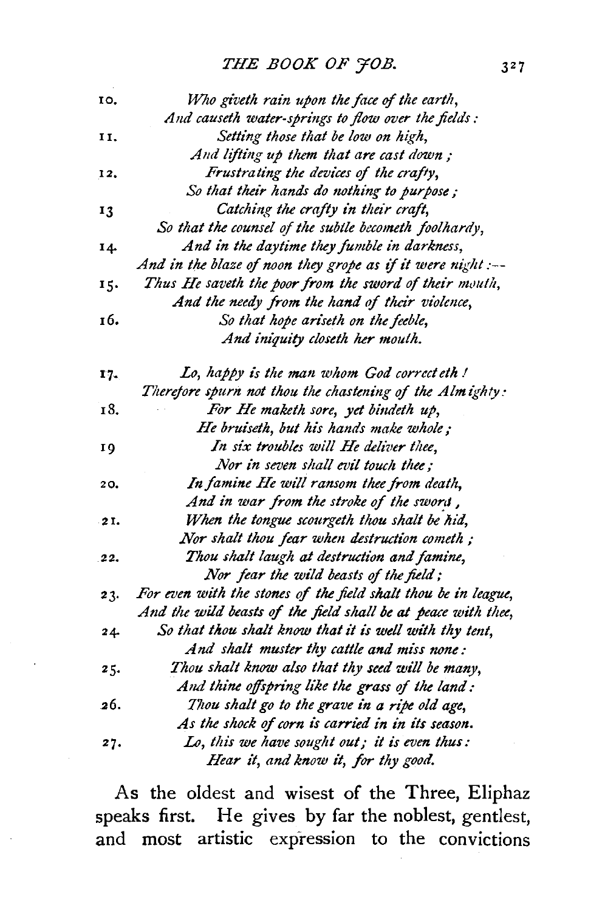10. *Who giveth rain upon the face of the earth,*
*And causeth water-springs to flow over the fields:*
11. *Setting those that be low on high,*
*And lifting up them that are cast down;*
12. *Frustrating the devices of the crafty,*
*So that their hands do nothing to purpose;*
13 *Catching the crafty in their craft,*
*So that the counsel of the subtle becometh foolhardy,*
14. *And in the daytime they fumble in darkness,*
*And in the blaze of noon they grope as if it were night:--*
15. *Thus He saveth the poor from the sword of their mouth,*
*And the needy from the hand of their violence,*
16. *So that hope ariseth on the feeble,*
*And iniquity closeth her mouth.*

17. *Lo, happy is the man whom God correcteth!*
*Therefore spurn not thou the chastening of the Almighty:*
18. *For He maketh sore, yet bindeth up,*
*He bruiseth, but his hands make whole;*
19 *In six troubles will He deliver thee,*
*Nor in seven shall evil touch thee;*
20. *In famine He will ransom thee from death,*
*And in war from the stroke of the sword,*
21. *When the tongue scourgeth thou shalt be hid,*
*Nor shalt thou fear when destruction cometh;*
22. *Thou shalt laugh at destruction and famine,*
*Nor fear the wild beasts of the field;*
23. *For even with the stones of the field shalt thou be in league,*
*And the wild beasts of the field shall be at peace with thee,*
24. *So that thou shalt know that it is well with thy tent,*
*And shalt muster thy cattle and miss none:*
25. *Thou shalt know also that thy seed will be many,*
*And thine offspring like the grass of the land:*
26. *Thou shalt go to the grave in a ripe old age,*
*As the shock of corn is carried in in its season.*
27. *Lo, this we have sought out; it is even thus:*
*Hear it, and know it, for thy good.*

As the oldest and wisest of the Three, Eliphaz speaks first. He gives by far the noblest, gentlest, and most artistic expression to the convictions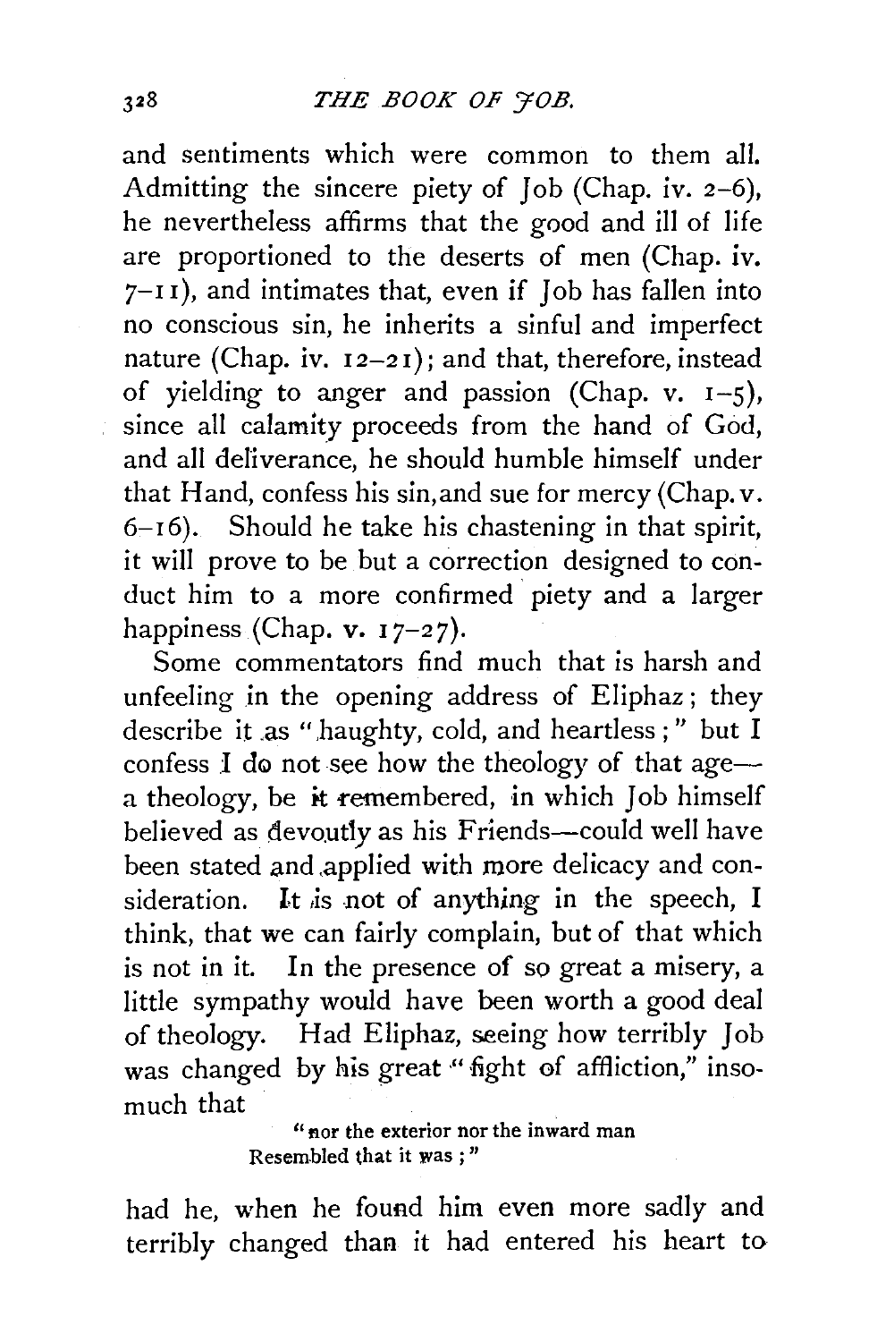and sentiments which were common to them all. Admitting the sincere piety of Job (Chap. iv. 2–6), he nevertheless affirms that the good and ill of life are proportioned to the deserts of men (Chap. iv. 7–11), and intimates that, even if Job has fallen into no conscious sin, he inherits a sinful and imperfect nature (Chap. iv. 12–21); and that, therefore, instead of yielding to anger and passion (Chap. v. 1–5), since all calamity proceeds from the hand of God, and all deliverance, he should humble himself under that Hand, confess his sin, and sue for mercy (Chap. v. 6–16). Should he take his chastening in that spirit, it will prove to be but a correction designed to conduct him to a more confirmed piety and a larger happiness (Chap. v. 17–27).

Some commentators find much that is harsh and unfeeling in the opening address of Eliphaz; they describe it as "haughty, cold, and heartless;" but I confess I do not see how the theology of that age—a theology, be it remembered, in which Job himself believed as devoutly as his Friends—could well have been stated and applied with more delicacy and consideration. It is not of anything in the speech, I think, that we can fairly complain, but of that which is not in it. In the presence of so great a misery, a little sympathy would have been worth a good deal of theology. Had Eliphaz, seeing how terribly Job was changed by his great "fight of affliction," insomuch that

> "nor the exterior nor the inward man
> Resembled that it was;"

had he, when he found him even more sadly and terribly changed than it had entered his heart to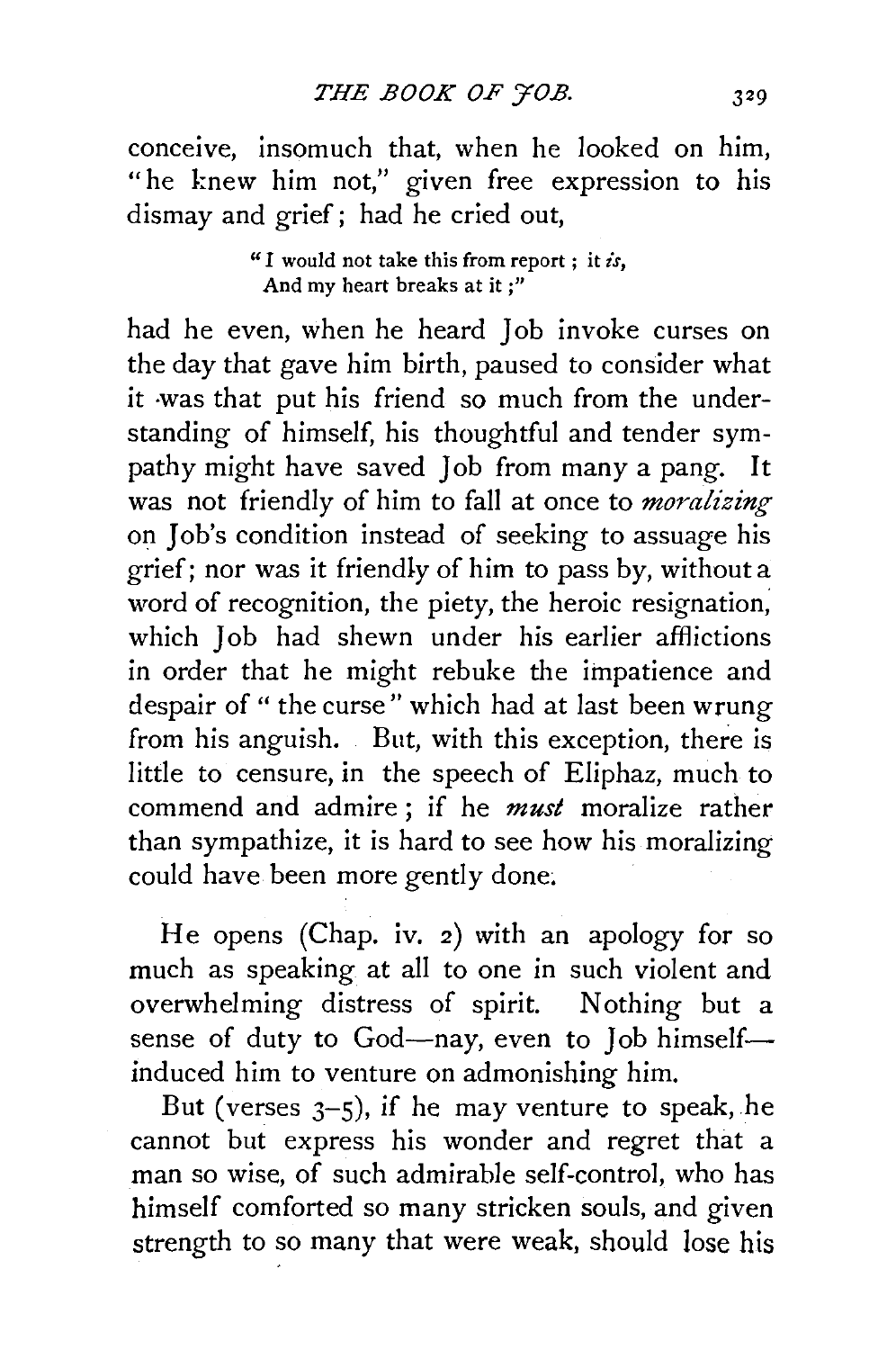conceive, insomuch that, when he looked on him, "he knew him not," given free expression to his dismay and grief; had he cried out,

> "I would not take this from report; it *is*,
> And my heart breaks at it;"

had he even, when he heard Job invoke curses on the day that gave him birth, paused to consider what it was that put his friend so much from the understanding of himself, his thoughtful and tender sympathy might have saved Job from many a pang. It was not friendly of him to fall at once to *moralizing* on Job's condition instead of seeking to assuage his grief; nor was it friendly of him to pass by, without a word of recognition, the piety, the heroic resignation, which Job had shewn under his earlier afflictions in order that he might rebuke the impatience and despair of "the curse" which had at last been wrung from his anguish. But, with this exception, there is little to censure, in the speech of Eliphaz, much to commend and admire; if he *must* moralize rather than sympathize, it is hard to see how his moralizing could have been more gently done.

He opens (Chap. iv. 2) with an apology for so much as speaking at all to one in such violent and overwhelming distress of spirit. Nothing but a sense of duty to God—nay, even to Job himself—induced him to venture on admonishing him.

But (verses 3–5), if he may venture to speak, he cannot but express his wonder and regret that a man so wise, of such admirable self-control, who has himself comforted so many stricken souls, and given strength to so many that were weak, should lose his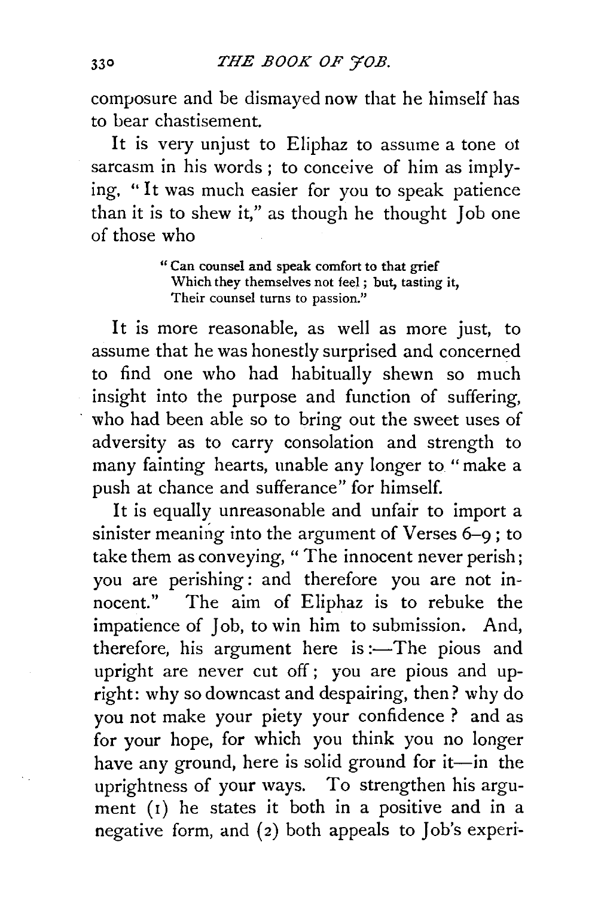composure and be dismayed now that he himself has to bear chastisement.

It is very unjust to Eliphaz to assume a tone of sarcasm in his words; to conceive of him as implying, "It was much easier for you to speak patience than it is to shew it," as though he thought Job one of those who

> "Can counsel and speak comfort to that grief
> Which they themselves not feel; but, tasting it,
> Their counsel turns to passion."

It is more reasonable, as well as more just, to assume that he was honestly surprised and concerned to find one who had habitually shewn so much insight into the purpose and function of suffering, who had been able so to bring out the sweet uses of adversity as to carry consolation and strength to many fainting hearts, unable any longer to "make a push at chance and sufferance" for himself.

It is equally unreasonable and unfair to import a sinister meaning into the argument of Verses 6–9; to take them as conveying, "The innocent never perish; you are perishing: and therefore you are not innocent." The aim of Eliphaz is to rebuke the impatience of Job, to win him to submission. And, therefore, his argument here is:—The pious and upright are never cut off; you are pious and upright: why so downcast and despairing, then? why do you not make your piety your confidence? and as for your hope, for which you think you no longer have any ground, here is solid ground for it—in the uprightness of your ways. To strengthen his argument (1) he states it both in a positive and in a negative form, and (2) both appeals to Job's experi-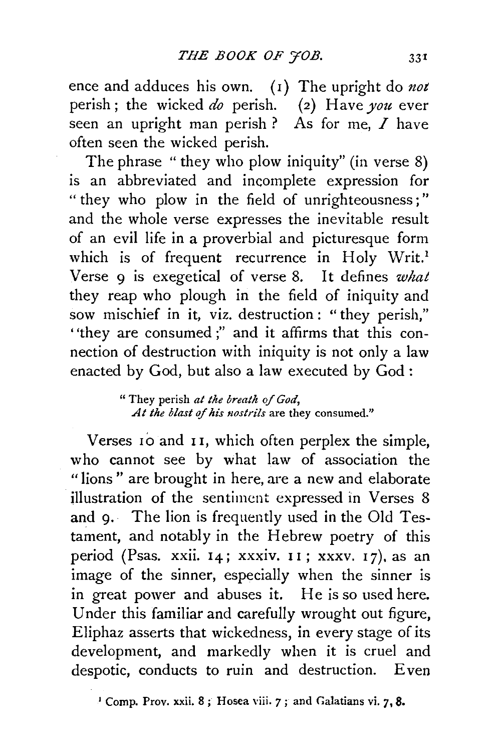ence and adduces his own. (1) The upright do *not* perish; the wicked *do* perish. (2) Have *you* ever seen an upright man perish? As for me, *I* have often seen the wicked perish.

The phrase "they who plow iniquity" (in verse 8) is an abbreviated and incomplete expression for "they who plow in the field of unrighteousness;" and the whole verse expresses the inevitable result of an evil life in a proverbial and picturesque form which is of frequent recurrence in Holy Writ.[1] Verse 9 is exegetical of verse 8. It defines *what* they reap who plough in the field of iniquity and sow mischief in it, viz. destruction: "they perish," "they are consumed;" and it affirms that this connection of destruction with iniquity is not only a law enacted by God, but also a law executed by God:

> "They perish *at the breath of God*,
> *At the blast of his nostrils* are they consumed."

Verses 10 and 11, which often perplex the simple, who cannot see by what law of association the "lions" are brought in here, are a new and elaborate illustration of the sentiment expressed in Verses 8 and 9. The lion is frequently used in the Old Testament, and notably in the Hebrew poetry of this period (Psas. xxii. 14; xxxiv. 11; xxxv. 17), as an image of the sinner, especially when the sinner is in great power and abuses it. He is so used here. Under this familiar and carefully wrought out figure, Eliphaz asserts that wickedness, in every stage of its development, and markedly when it is cruel and despotic, conducts to ruin and destruction. Even

[1] Comp. Prov. xxii. 8; Hosea viii. 7; and Galatians vi. 7, 8.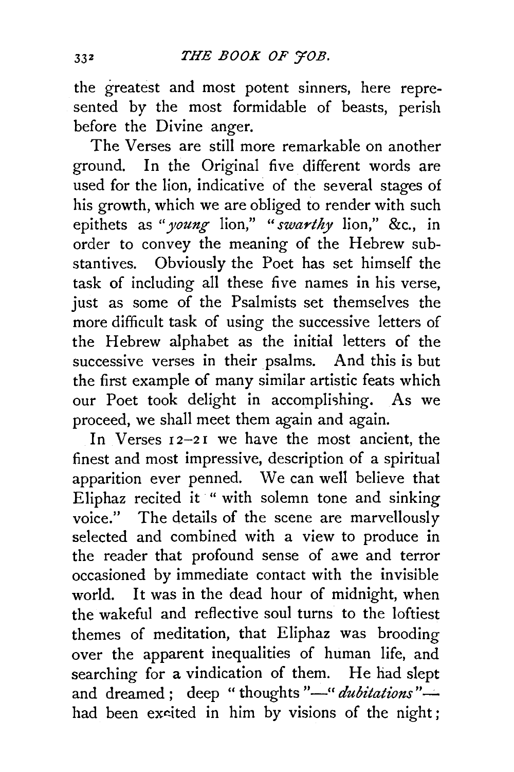the greatest and most potent sinners, here represented by the most formidable of beasts, perish before the Divine anger.

The Verses are still more remarkable on another ground. In the Original five different words are used for the lion, indicative of the several stages of his growth, which we are obliged to render with such epithets as "*young* lion," "*swarthy* lion," &c., in order to convey the meaning of the Hebrew substantives. Obviously the Poet has set himself the task of including all these five names in his verse, just as some of the Psalmists set themselves the more difficult task of using the successive letters of the Hebrew alphabet as the initial letters of the successive verses in their psalms. And this is but the first example of many similar artistic feats which our Poet took delight in accomplishing. As we proceed, we shall meet them again and again.

In Verses 12–21 we have the most ancient, the finest and most impressive, description of a spiritual apparition ever penned. We can well believe that Eliphaz recited it " with solemn tone and sinking voice." The details of the scene are marvellously selected and combined with a view to produce in the reader that profound sense of awe and terror occasioned by immediate contact with the invisible world. It was in the dead hour of midnight, when the wakeful and reflective soul turns to the loftiest themes of meditation, that Eliphaz was brooding over the apparent inequalities of human life, and searching for a vindication of them. He had slept and dreamed; deep "thoughts"—"*dubitations*"—had been excited in him by visions of the night;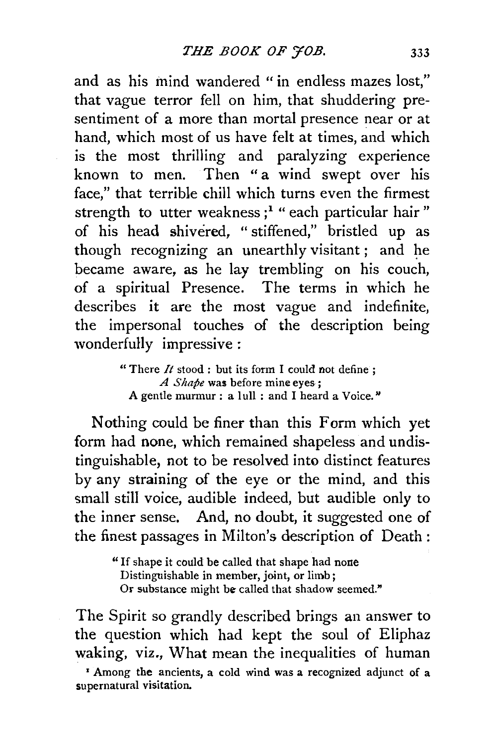and as his mind wandered "in endless mazes lost," that vague terror fell on him, that shuddering presentiment of a more than mortal presence near or at hand, which most of us have felt at times, and which is the most thrilling and paralyzing experience known to men. Then "a wind swept over his face," that terrible chill which turns even the firmest strength to utter weakness;[1] "each particular hair" of his head shivered, "stiffened," bristled up as though recognizing an unearthly visitant; and he became aware, as he lay trembling on his couch, of a spiritual Presence. The terms in which he describes it are the most vague and indefinite, the impersonal touches of the description being wonderfully impressive:

> "There *It* stood: but its form I could not define;
> *A Shape* was before mine eyes;
> A gentle murmur: a lull: and I heard a Voice."

Nothing could be finer than this Form which yet form had none, which remained shapeless and undistinguishable, not to be resolved into distinct features by any straining of the eye or the mind, and this small still voice, audible indeed, but audible only to the inner sense. And, no doubt, it suggested one of the finest passages in Milton's description of Death:

> "If shape it could be called that shape had none
> Distinguishable in member, joint, or limb;
> Or substance might be called that shadow seemed."

The Spirit so grandly described brings an answer to the question which had kept the soul of Eliphaz waking, viz., What mean the inequalities of human

[1] Among the ancients, a cold wind was a recognized adjunct of a supernatural visitation.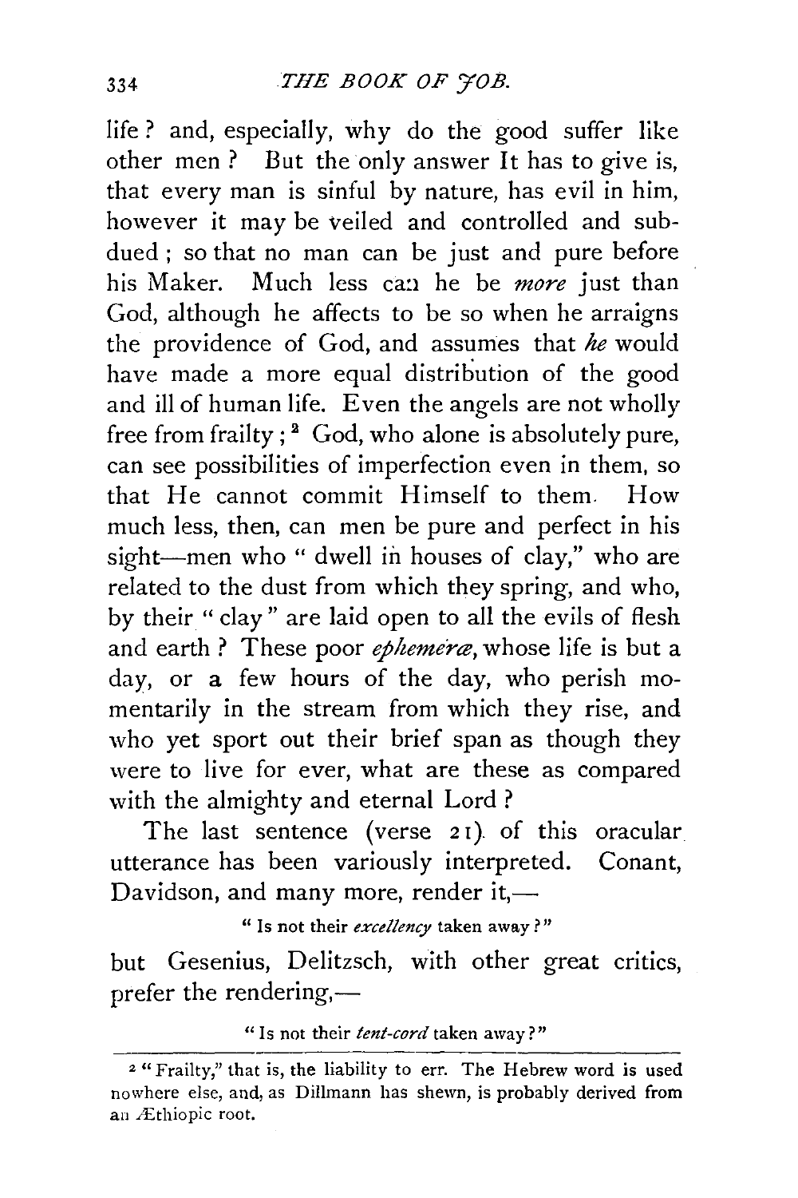life? and, especially, why do the good suffer like other men? But the only answer It has to give is, that every man is sinful by nature, has evil in him, however it may be veiled and controlled and subdued; so that no man can be just and pure before his Maker. Much less can he be *more* just than God, although he affects to be so when he arraigns the providence of God, and assumes that *he* would have made a more equal distribution of the good and ill of human life. Even the angels are not wholly free from frailty;[2] God, who alone is absolutely pure, can see possibilities of imperfection even in them, so that He cannot commit Himself to them. How much less, then, can men be pure and perfect in his sight—men who "dwell in houses of clay," who are related to the dust from which they spring, and who, by their "clay" are laid open to all the evils of flesh and earth? These poor *ephemeræ*, whose life is but a day, or a few hours of the day, who perish momentarily in the stream from which they rise, and who yet sport out their brief span as though they were to live for ever, what are these as compared with the almighty and eternal Lord?

The last sentence (verse 21) of this oracular utterance has been variously interpreted. Conant, Davidson, and many more, render it,—

"Is not their *excellency* taken away?"

but Gesenius, Delitzsch, with other great critics, prefer the rendering,—

"Is not their *tent-cord* taken away?"

---

[2] "Frailty," that is, the liability to err. The Hebrew word is used nowhere else, and, as Dillmann has shewn, is probably derived from an Æthiopic root.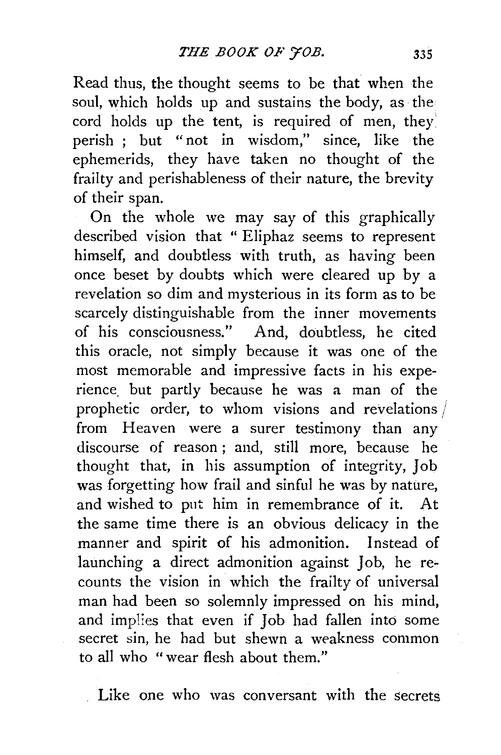Read thus, the thought seems to be that when the soul, which holds up and sustains the body, as the cord holds up the tent, is required of men, they perish ; but "not in wisdom," since, like the ephemerids, they have taken no thought of the frailty and perishableness of their nature, the brevity of their span.

On the whole we may say of this graphically described vision that "Eliphaz seems to represent himself, and doubtless with truth, as having been once beset by doubts which were cleared up by a revelation so dim and mysterious in its form as to be scarcely distinguishable from the inner movements of his consciousness." And, doubtless, he cited this oracle, not simply because it was one of the most memorable and impressive facts in his experience, but partly because he was a man of the prophetic order, to whom visions and revelations from Heaven were a surer testimony than any discourse of reason ; and, still more, because he thought that, in his assumption of integrity, Job was forgetting how frail and sinful he was by nature, and wished to put him in remembrance of it. At the same time there is an obvious delicacy in the manner and spirit of his admonition. Instead of launching a direct admonition against Job, he recounts the vision in which the frailty of universal man had been so solemnly impressed on his mind, and implies that even if Job had fallen into some secret sin, he had but shewn a weakness common to all who "wear flesh about them."

Like one who was conversant with the secrets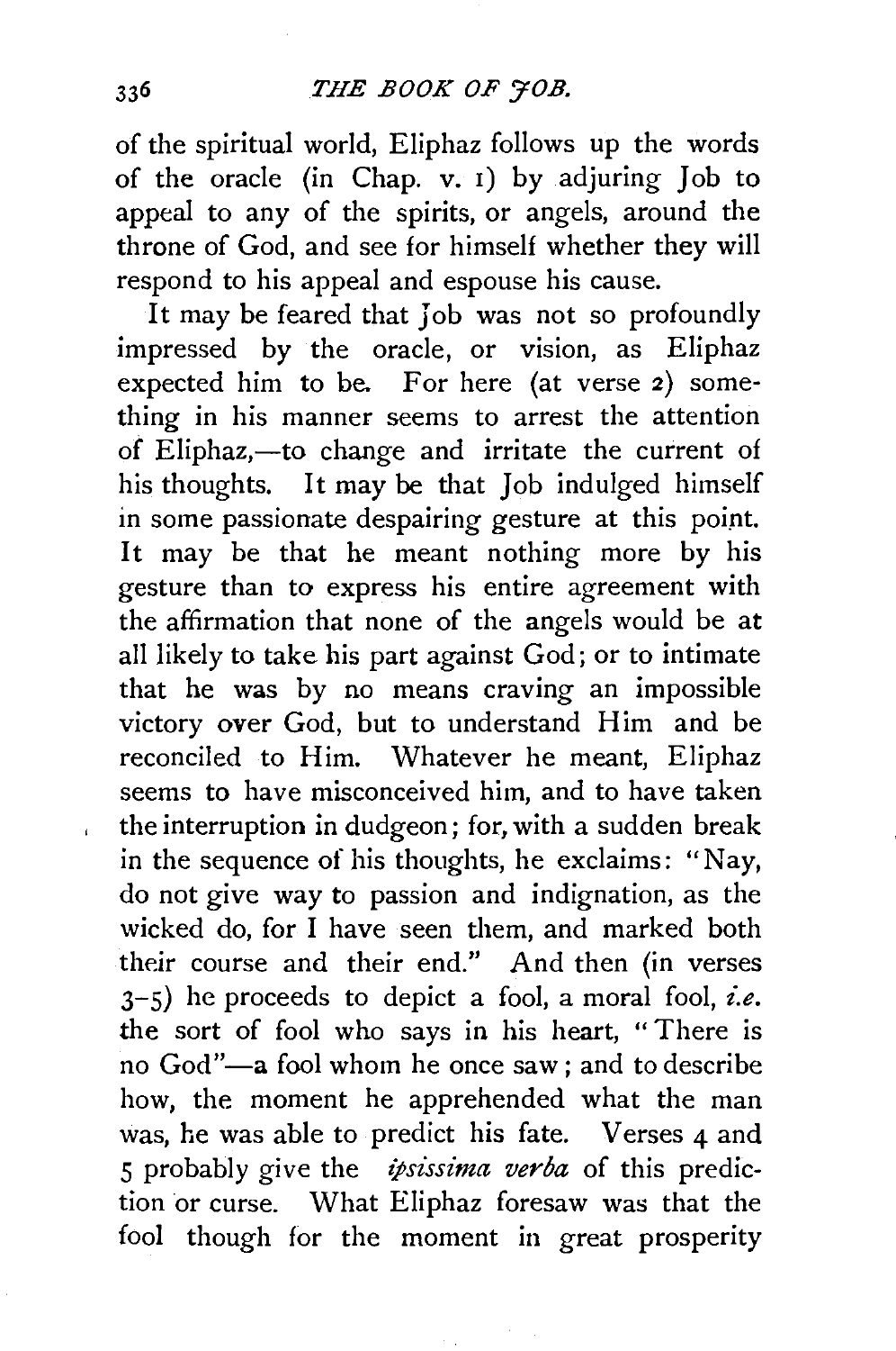of the spiritual world, Eliphaz follows up the words of the oracle (in Chap. v. 1) by adjuring Job to appeal to any of the spirits, or angels, around the throne of God, and see for himself whether they will respond to his appeal and espouse his cause.

It may be feared that Job was not so profoundly impressed by the oracle, or vision, as Eliphaz expected him to be. For here (at verse 2) something in his manner seems to arrest the attention of Eliphaz,—to change and irritate the current of his thoughts. It may be that Job indulged himself in some passionate despairing gesture at this point. It may be that he meant nothing more by his gesture than to express his entire agreement with the affirmation that none of the angels would be at all likely to take his part against God; or to intimate that he was by no means craving an impossible victory over God, but to understand Him and be reconciled to Him. Whatever he meant, Eliphaz seems to have misconceived him, and to have taken the interruption in dudgeon; for, with a sudden break in the sequence of his thoughts, he exclaims: "Nay, do not give way to passion and indignation, as the wicked do, for I have seen them, and marked both their course and their end." And then (in verses 3–5) he proceeds to depict a fool, a moral fool, *i.e.* the sort of fool who says in his heart, "There is no God"—a fool whom he once saw; and to describe how, the moment he apprehended what the man was, he was able to predict his fate. Verses 4 and 5 probably give the *ipsissima verba* of this prediction or curse. What Eliphaz foresaw was that the fool though for the moment in great prosperity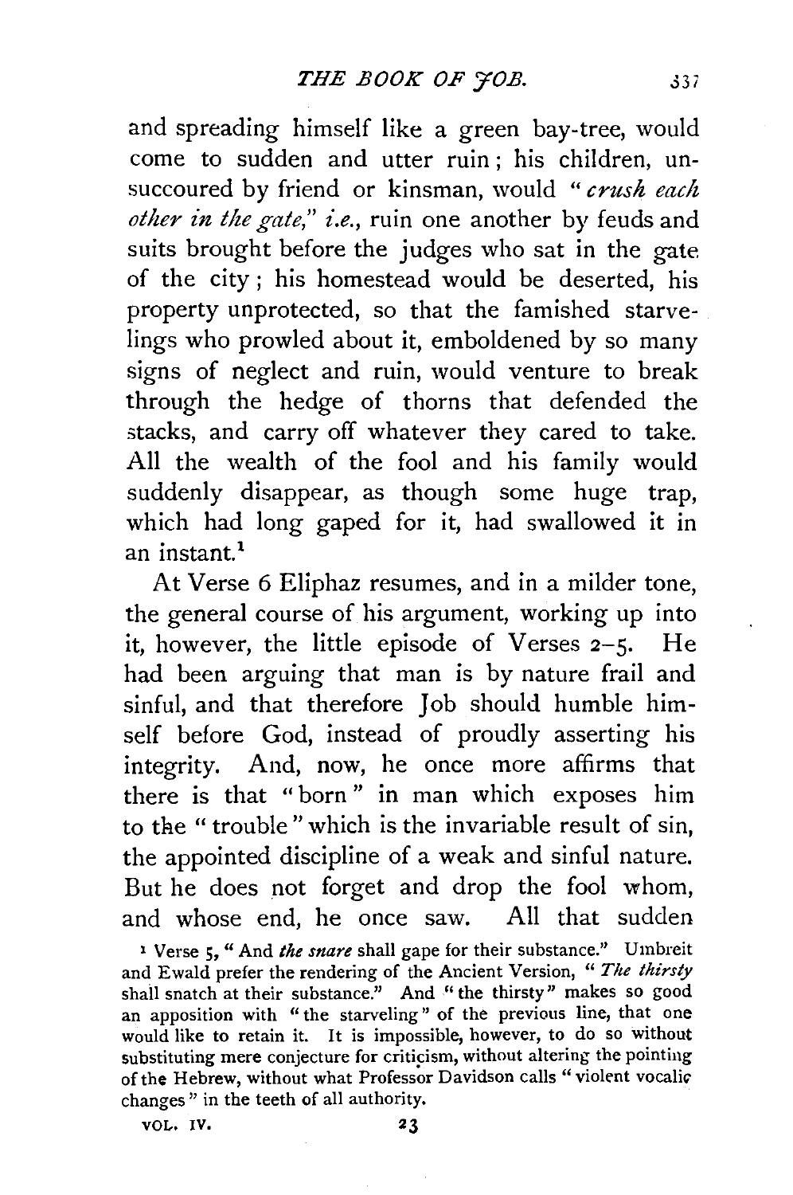and spreading himself like a green bay-tree, would come to sudden and utter ruin; his children, unsuccoured by friend or kinsman, would "*crush each other in the gate*," *i.e.*, ruin one another by feuds and suits brought before the judges who sat in the gate of the city; his homestead would be deserted, his property unprotected, so that the famished starvelings who prowled about it, emboldened by so many signs of neglect and ruin, would venture to break through the hedge of thorns that defended the stacks, and carry off whatever they cared to take. All the wealth of the fool and his family would suddenly disappear, as though some huge trap, which had long gaped for it, had swallowed it in an instant.[1]

At Verse 6 Eliphaz resumes, and in a milder tone, the general course of his argument, working up into it, however, the little episode of Verses 2–5. He had been arguing that man is by nature frail and sinful, and that therefore Job should humble himself before God, instead of proudly asserting his integrity. And, now, he once more affirms that there is that "born" in man which exposes him to the "trouble" which is the invariable result of sin, the appointed discipline of a weak and sinful nature. But he does not forget and drop the fool whom, and whose end, he once saw. All that sudden

[1] Verse 5, "And *the snare* shall gape for their substance." Umbreit and Ewald prefer the rendering of the Ancient Version, "*The thirsty* shall snatch at their substance." And "the thirsty" makes so good an apposition with "the starveling" of the previous line, that one would like to retain it. It is impossible, however, to do so without substituting mere conjecture for criticism, without altering the pointing of the Hebrew, without what Professor Davidson calls "violent vocalic changes" in the teeth of all authority.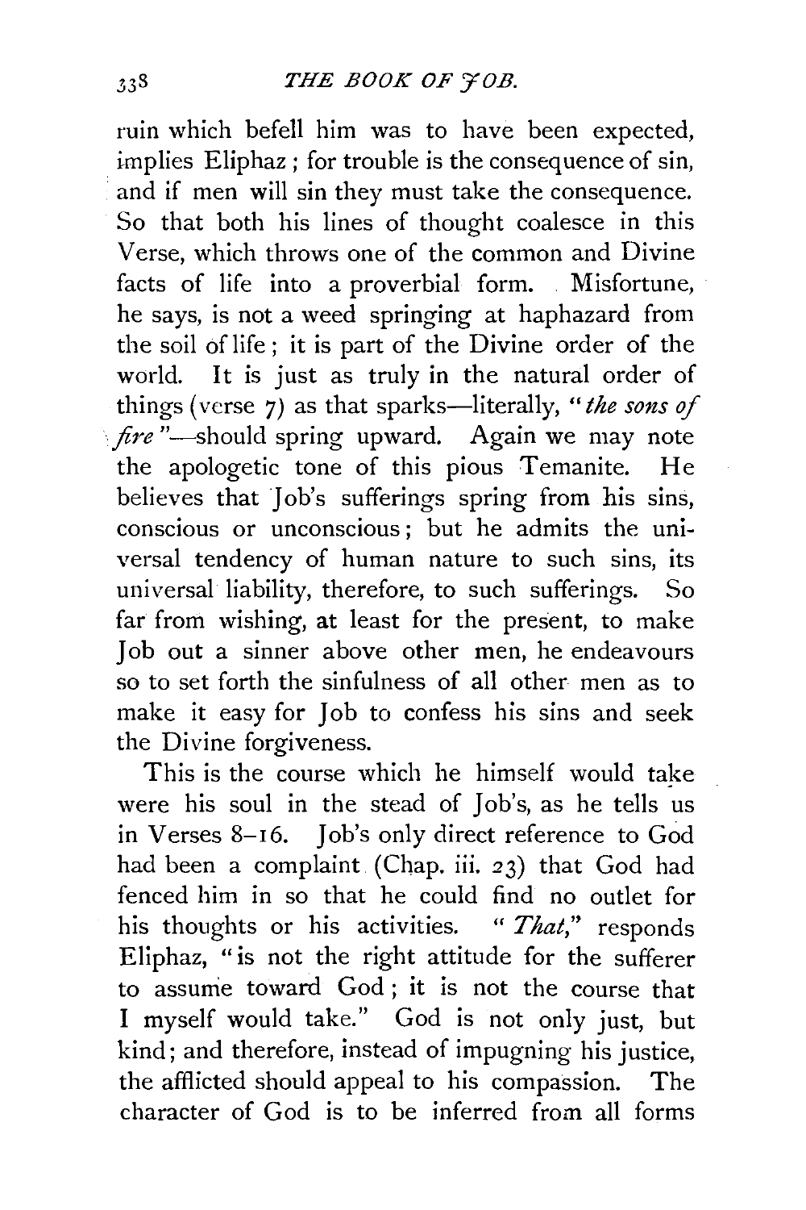ruin which befell him was to have been expected, implies Eliphaz; for trouble is the consequence of sin, and if men will sin they must take the consequence. So that both his lines of thought coalesce in this Verse, which throws one of the common and Divine facts of life into a proverbial form. Misfortune, he says, is not a weed springing at haphazard from the soil of life; it is part of the Divine order of the world. It is just as truly in the natural order of things (verse 7) as that sparks—literally, "*the sons of fire*"—should spring upward. Again we may note the apologetic tone of this pious Temanite. He believes that Job's sufferings spring from his sins, conscious or unconscious; but he admits the universal tendency of human nature to such sins, its universal liability, therefore, to such sufferings. So far from wishing, at least for the present, to make Job out a sinner above other men, he endeavours so to set forth the sinfulness of all other men as to make it easy for Job to confess his sins and seek the Divine forgiveness.

This is the course which he himself would take were his soul in the stead of Job's, as he tells us in Verses 8–16. Job's only direct reference to God had been a complaint (Chap. iii. 23) that God had fenced him in so that he could find no outlet for his thoughts or his activities. "*That,*" responds Eliphaz, "is not the right attitude for the sufferer to assume toward God; it is not the course that I myself would take." God is not only just, but kind; and therefore, instead of impugning his justice, the afflicted should appeal to his compassion. The character of God is to be inferred from all forms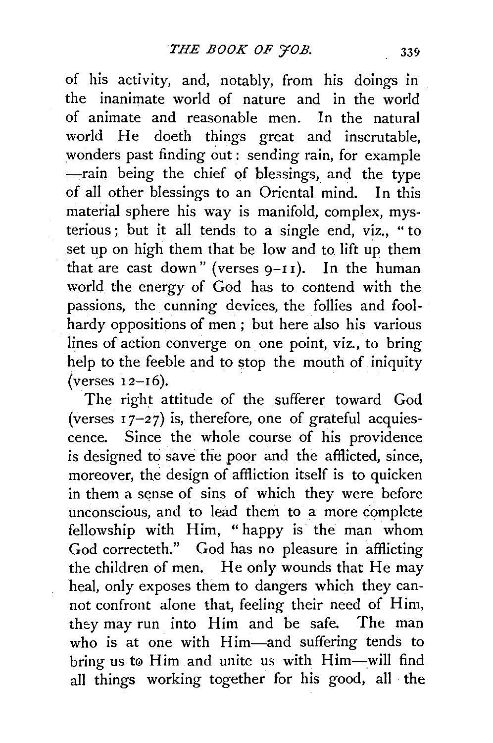of his activity, and, notably, from his doings in the inanimate world of nature and in the world of animate and reasonable men. In the natural world He doeth things great and inscrutable, wonders past finding out: sending rain, for example —rain being the chief of blessings, and the type of all other blessings to an Oriental mind. In this material sphere his way is manifold, complex, mysterious; but it all tends to a single end, viz., "to set up on high them that be low and to lift up them that are cast down" (verses 9–11). In the human world the energy of God has to contend with the passions, the cunning devices, the follies and foolhardy oppositions of men; but here also his various lines of action converge on one point, viz., to bring help to the feeble and to stop the mouth of iniquity (verses 12–16).

The right attitude of the sufferer toward God (verses 17–27) is, therefore, one of grateful acquiescence. Since the whole course of his providence is designed to save the poor and the afflicted, since, moreover, the design of affliction itself is to quicken in them a sense of sins of which they were before unconscious, and to lead them to a more complete fellowship with Him, "happy is the man whom God correcteth." God has no pleasure in afflicting the children of men. He only wounds that He may heal, only exposes them to dangers which they cannot confront alone that, feeling their need of Him, they may run into Him and be safe. The man who is at one with Him—and suffering tends to bring us to Him and unite us with Him—will find all things working together for his good, all the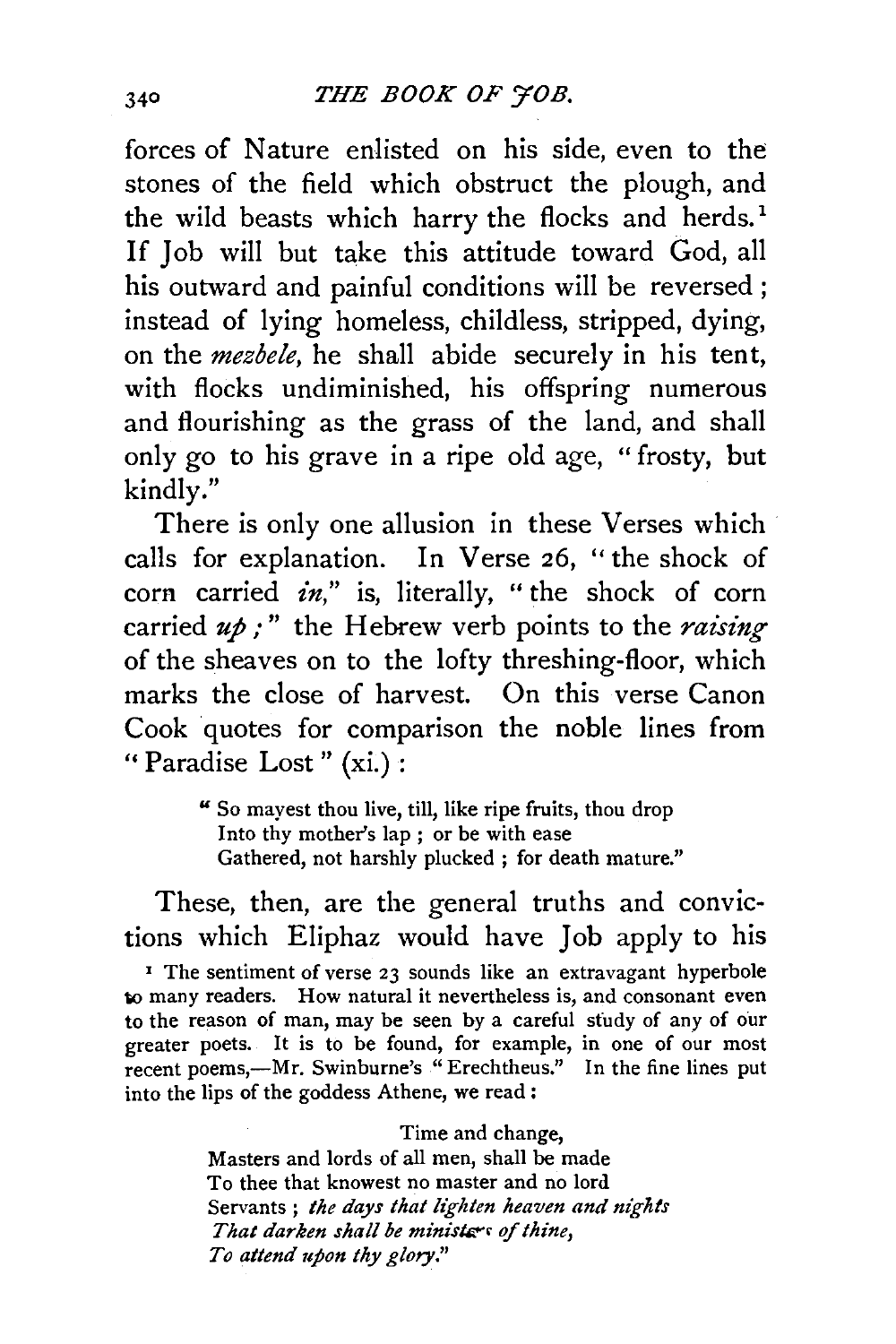forces of Nature enlisted on his side, even to the stones of the field which obstruct the plough, and the wild beasts which harry the flocks and herds.[1] If Job will but take this attitude toward God, all his outward and painful conditions will be reversed; instead of lying homeless, childless, stripped, dying, on the *mezbele*, he shall abide securely in his tent, with flocks undiminished, his offspring numerous and flourishing as the grass of the land, and shall only go to his grave in a ripe old age, "frosty, but kindly."

There is only one allusion in these Verses which calls for explanation. In Verse 26, "the shock of corn carried *in*," is, literally, "the shock of corn carried *up*;" the Hebrew verb points to the *raising* of the sheaves on to the lofty threshing-floor, which marks the close of harvest. On this verse Canon Cook quotes for comparison the noble lines from "Paradise Lost" (xi.):

> "So mayest thou live, till, like ripe fruits, thou drop
> Into thy mother's lap; or be with ease
> Gathered, not harshly plucked; for death mature."

These, then, are the general truths and convictions which Eliphaz would have Job apply to his

[1] The sentiment of verse 23 sounds like an extravagant hyperbole to many readers. How natural it nevertheless is, and consonant even to the reason of man, may be seen by a careful study of any of our greater poets. It is to be found, for example, in one of our most recent poems,—Mr. Swinburne's "Erechtheus." In the fine lines put into the lips of the goddess Athene, we read:

> Time and change,
> Masters and lords of all men, shall be made
> To thee that knowest no master and no lord
> Servants; *the days that lighten heaven and nights*
> *That darken shall be ministers of thine,*
> *To attend upon thy glory.*"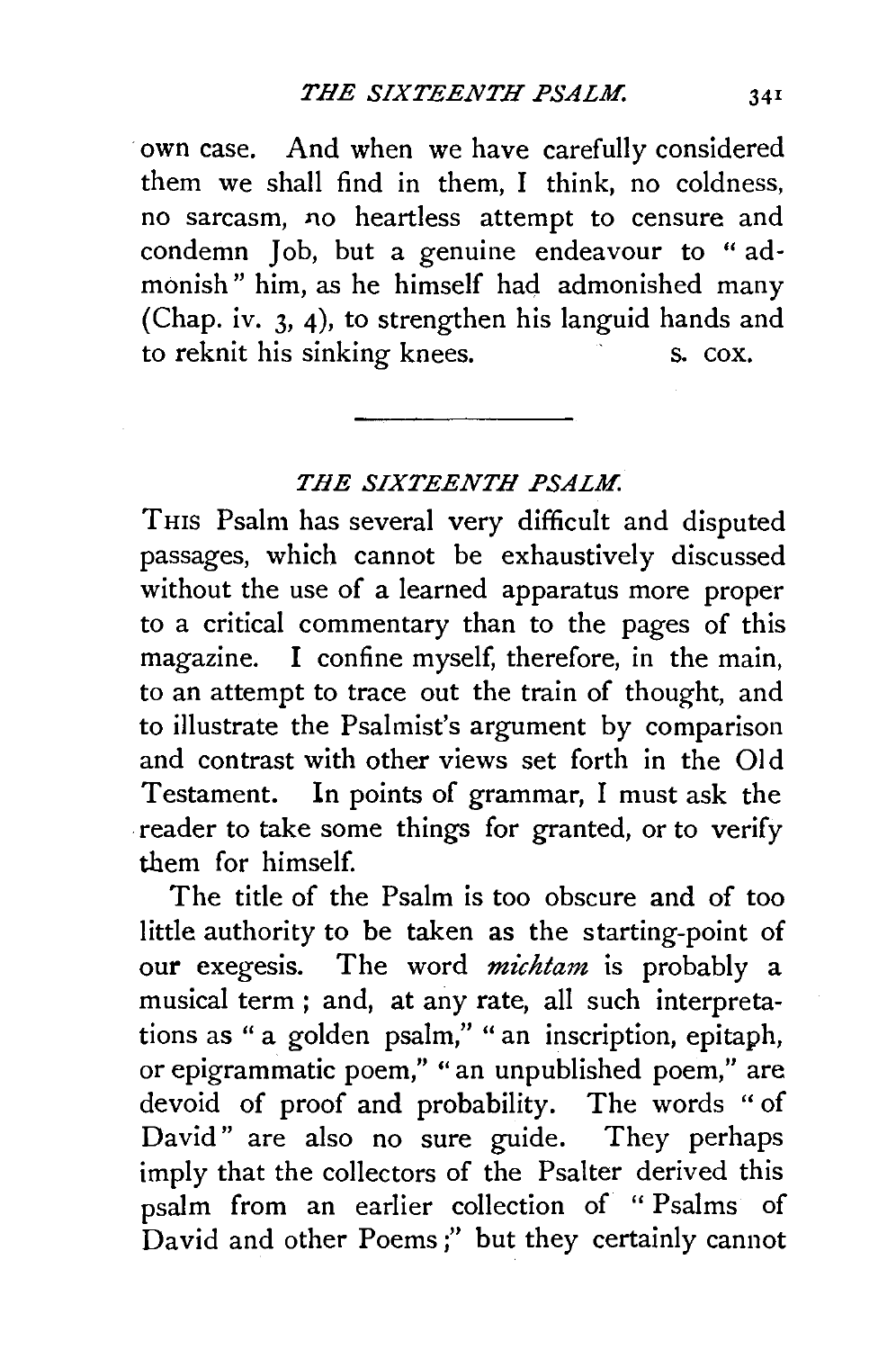own case. And when we have carefully considered them we shall find in them, I think, no coldness, no sarcasm, no heartless attempt to censure and condemn Job, but a genuine endeavour to "admonish" him, as he himself had admonished many (Chap. iv. 3, 4), to strengthen his languid hands and to reknit his sinking knees.

S. COX.

---

## *THE SIXTEENTH PSALM.*

THIS Psalm has several very difficult and disputed passages, which cannot be exhaustively discussed without the use of a learned apparatus more proper to a critical commentary than to the pages of this magazine. I confine myself, therefore, in the main, to an attempt to trace out the train of thought, and to illustrate the Psalmist's argument by comparison and contrast with other views set forth in the Old Testament. In points of grammar, I must ask the reader to take some things for granted, or to verify them for himself.

The title of the Psalm is too obscure and of too little authority to be taken as the starting-point of our exegesis. The word *michtam* is probably a musical term; and, at any rate, all such interpretations as "a golden psalm," "an inscription, epitaph, or epigrammatic poem," "an unpublished poem," are devoid of proof and probability. The words "of David" are also no sure guide. They perhaps imply that the collectors of the Psalter derived this psalm from an earlier collection of "Psalms of David and other Poems;" but they certainly cannot